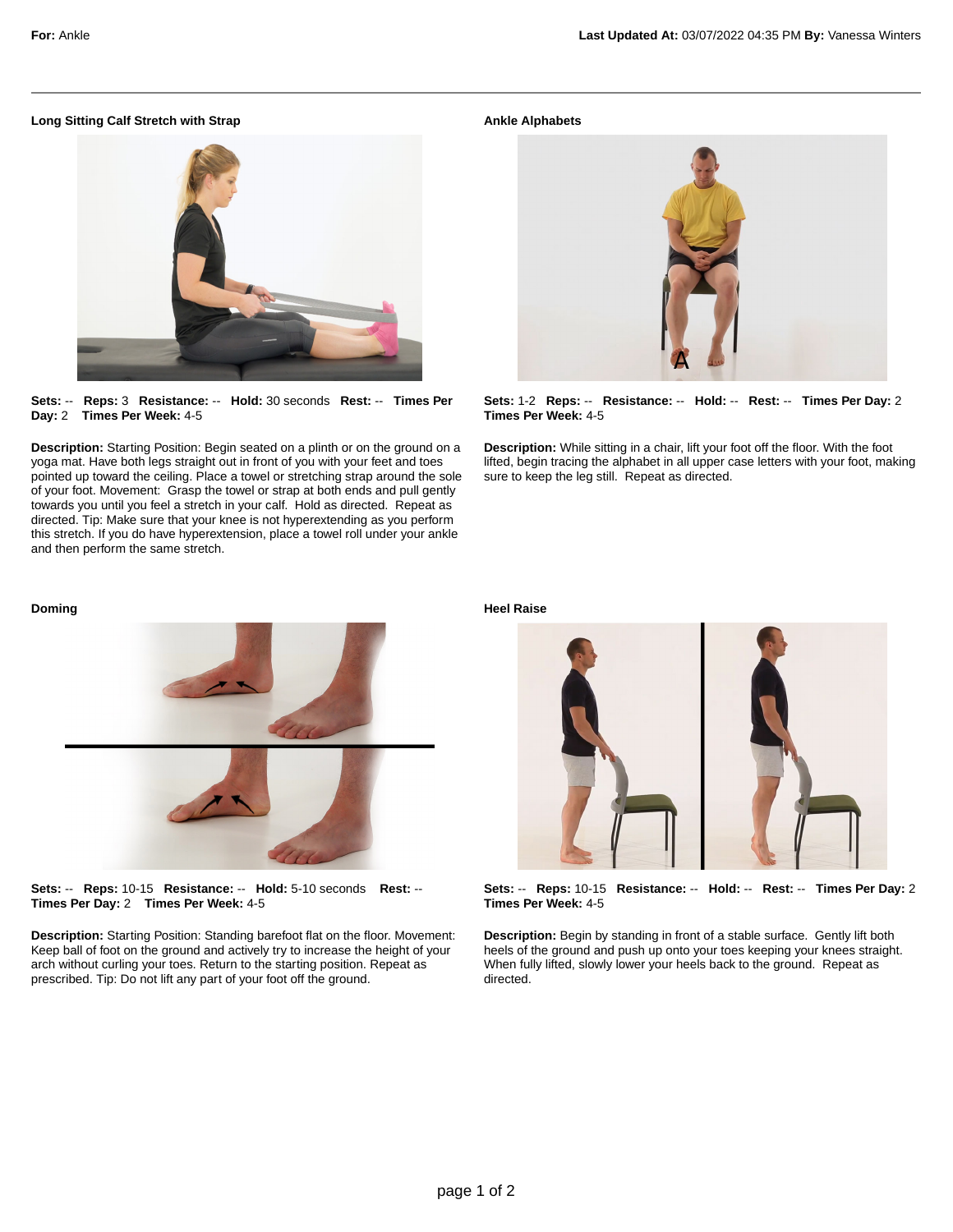**For:** Ankle

**Last Updated At:** 03/07/2022 04:35 PM **By:** Vanessa Winters

---

### Long Sitting Calf Stretch with Strap

**Sets:** -- **Reps:** 3 **Resistance:** -- **Hold:** 30 seconds **Rest:** -- **Times Per Day:** 2 **Times Per Week:** 4-5

**Description:** Starting Position: Begin seated on a plinth or on the ground on a yoga mat. Have both legs straight out in front of you with your feet and toes pointed up toward the ceiling. Place a towel or stretching strap around the sole of your foot. Movement: Grasp the towel or strap at both ends and pull gently towards you until you feel a stretch in your calf. Hold as directed. Repeat as directed. Tip: Make sure that your knee is not hyperextending as you perform this stretch. If you do have hyperextension, place a towel roll under your ankle and then perform the same stretch.

### Ankle Alphabets

**Sets:** 1-2 **Reps:** -- **Resistance:** -- **Hold:** -- **Rest:** -- **Times Per Day:** 2 **Times Per Week:** 4-5

**Description:** While sitting in a chair, lift your foot off the floor. With the foot lifted, begin tracing the alphabet in all upper case letters with your foot, making sure to keep the leg still. Repeat as directed.

### Doming

**Sets:** -- **Reps:** 10-15 **Resistance:** -- **Hold:** 5-10 seconds **Rest:** -- **Times Per Day:** 2 **Times Per Week:** 4-5

**Description:** Starting Position: Standing barefoot flat on the floor. Movement: Keep ball of foot on the ground and actively try to increase the height of your arch without curling your toes. Return to the starting position. Repeat as prescribed. Tip: Do not lift any part of your foot off the ground.

### Heel Raise

**Sets:** -- **Reps:** 10-15 **Resistance:** -- **Hold:** -- **Rest:** -- **Times Per Day:** 2 **Times Per Week:** 4-5

**Description:** Begin by standing in front of a stable surface. Gently lift both heels of the ground and push up onto your toes keeping your knees straight. When fully lifted, slowly lower your heels back to the ground. Repeat as directed.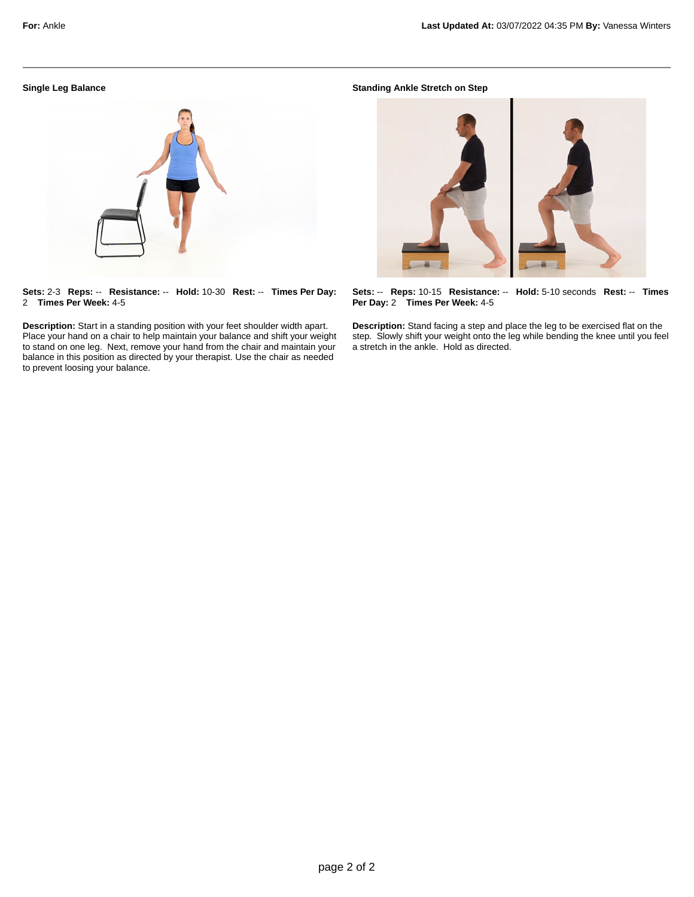**For:** Ankle **Last Updated At:** 03/07/2022 04:35 PM **By:** Vanessa Winters

---

### Single Leg Balance

**Sets:** 2-3 **Reps:** -- **Resistance:** -- **Hold:** 10-30 **Rest:** -- **Times Per Day:** 2 **Times Per Week:** 4-5

**Description:** Start in a standing position with your feet shoulder width apart. Place your hand on a chair to help maintain your balance and shift your weight to stand on one leg. Next, remove your hand from the chair and maintain your balance in this position as directed by your therapist. Use the chair as needed to prevent loosing your balance.

### Standing Ankle Stretch on Step

**Sets:** -- **Reps:** 10-15 **Resistance:** -- **Hold:** 5-10 seconds **Rest:** -- **Times Per Day:** 2 **Times Per Week:** 4-5

**Description:** Stand facing a step and place the leg to be exercised flat on the step. Slowly shift your weight onto the leg while bending the knee until you feel a stretch in the ankle. Hold as directed.